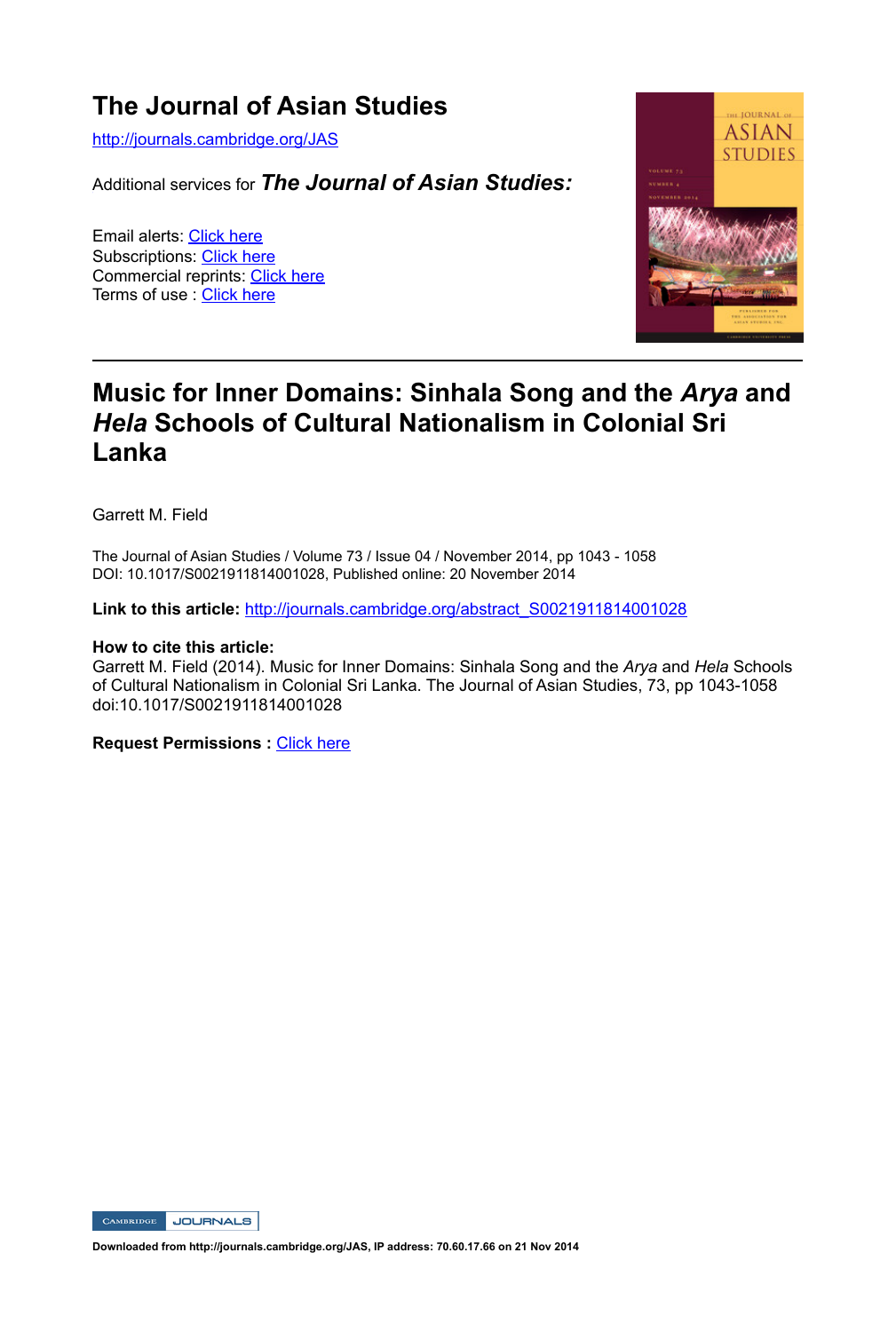# The Journal of Asian Studies

http://journals.cambridge.org/JAS

Additional services for ***The Journal of Asian Studies:***

Email alerts: Click here
Subscriptions: Click here
Commercial reprints: Click here
Terms of use : Click here

---

## Music for Inner Domains: Sinhala Song and the *Arya* and *Hela* Schools of Cultural Nationalism in Colonial Sri Lanka

Garrett M. Field

The Journal of Asian Studies / Volume 73 / Issue 04 / November 2014, pp 1043 - 1058
DOI: 10.1017/S0021911814001028, Published online: 20 November 2014

**Link to this article:** http://journals.cambridge.org/abstract_S0021911814001028

**How to cite this article:**
Garrett M. Field (2014). Music for Inner Domains: Sinhala Song and the *Arya* and *Hela* Schools of Cultural Nationalism in Colonial Sri Lanka. The Journal of Asian Studies, 73, pp 1043-1058 doi:10.1017/S0021911814001028

**Request Permissions :** Click here

**Downloaded from http://journals.cambridge.org/JAS, IP address: 70.60.17.66 on 21 Nov 2014**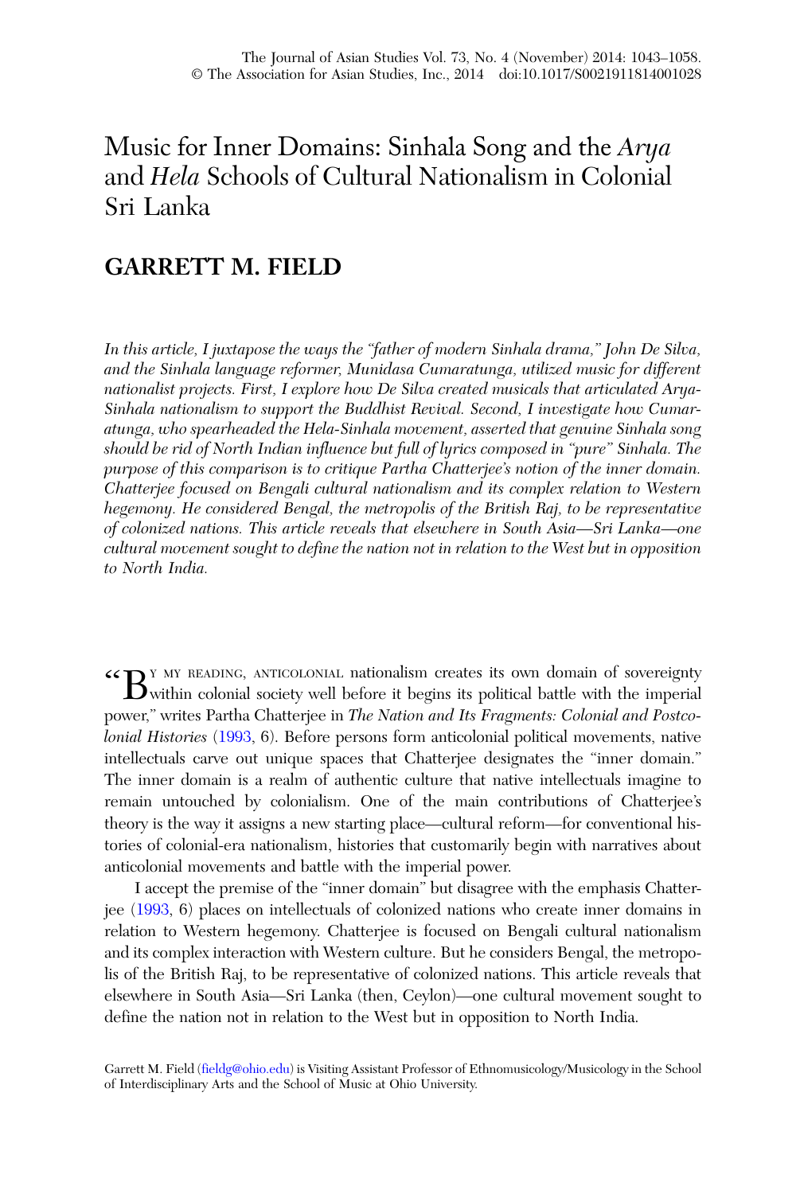# Music for Inner Domains: Sinhala Song and the *Arya* and *Hela* Schools of Cultural Nationalism in Colonial Sri Lanka

## GARRETT M. FIELD

*In this article, I juxtapose the ways the "father of modern Sinhala drama," John De Silva, and the Sinhala language reformer, Munidasa Cumaratunga, utilized music for different nationalist projects. First, I explore how De Silva created musicals that articulated Arya-Sinhala nationalism to support the Buddhist Revival. Second, I investigate how Cumaratunga, who spearheaded the Hela-Sinhala movement, asserted that genuine Sinhala song should be rid of North Indian influence but full of lyrics composed in "pure" Sinhala. The purpose of this comparison is to critique Partha Chatterjee's notion of the inner domain. Chatterjee focused on Bengali cultural nationalism and its complex relation to Western hegemony. He considered Bengal, the metropolis of the British Raj, to be representative of colonized nations. This article reveals that elsewhere in South Asia—Sri Lanka—one cultural movement sought to define the nation not in relation to the West but in opposition to North India.*

"By my reading, anticolonial nationalism creates its own domain of sovereignty within colonial society well before it begins its political battle with the imperial power," writes Partha Chatterjee in *The Nation and Its Fragments: Colonial and Postcolonial Histories* (1993, 6). Before persons form anticolonial political movements, native intellectuals carve out unique spaces that Chatterjee designates the "inner domain." The inner domain is a realm of authentic culture that native intellectuals imagine to remain untouched by colonialism. One of the main contributions of Chatterjee's theory is the way it assigns a new starting place—cultural reform—for conventional histories of colonial-era nationalism, histories that customarily begin with narratives about anticolonial movements and battle with the imperial power.

I accept the premise of the "inner domain" but disagree with the emphasis Chatterjee (1993, 6) places on intellectuals of colonized nations who create inner domains in relation to Western hegemony. Chatterjee is focused on Bengali cultural nationalism and its complex interaction with Western culture. But he considers Bengal, the metropolis of the British Raj, to be representative of colonized nations. This article reveals that elsewhere in South Asia—Sri Lanka (then, Ceylon)—one cultural movement sought to define the nation not in relation to the West but in opposition to North India.

Garrett M. Field (fieldg@ohio.edu) is Visiting Assistant Professor of Ethnomusicology/Musicology in the School of Interdisciplinary Arts and the School of Music at Ohio University.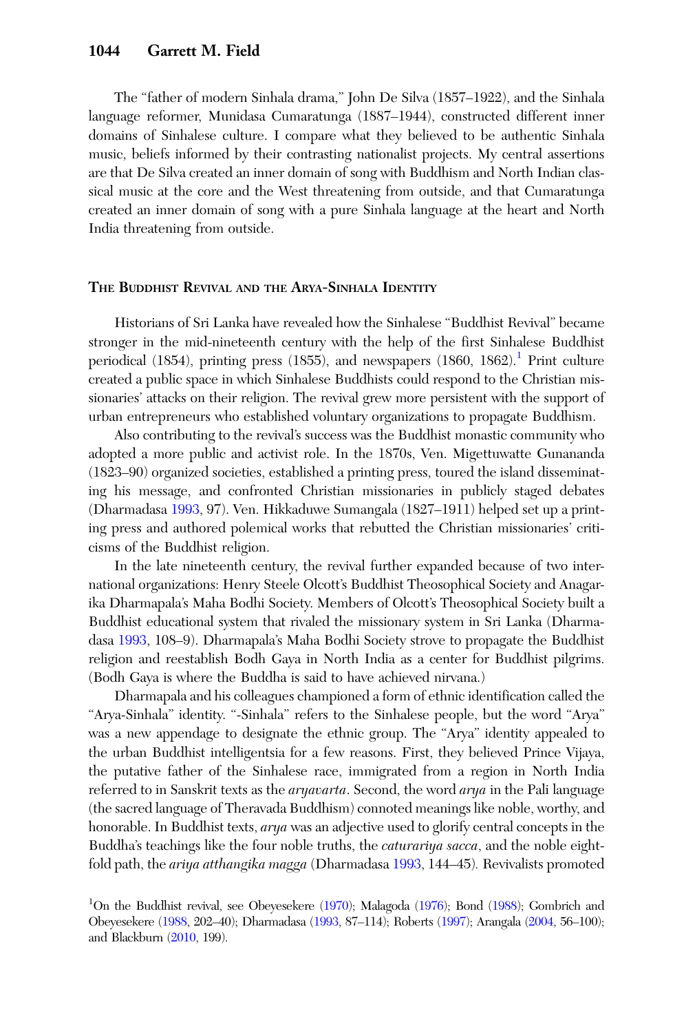The "father of modern Sinhala drama," John De Silva (1857–1922), and the Sinhala language reformer, Munidasa Cumaratunga (1887–1944), constructed different inner domains of Sinhalese culture. I compare what they believed to be authentic Sinhala music, beliefs informed by their contrasting nationalist projects. My central assertions are that De Silva created an inner domain of song with Buddhism and North Indian classical music at the core and the West threatening from outside, and that Cumaratunga created an inner domain of song with a pure Sinhala language at the heart and North India threatening from outside.

## The Buddhist Revival and the Arya-Sinhala Identity

Historians of Sri Lanka have revealed how the Sinhalese "Buddhist Revival" became stronger in the mid-nineteenth century with the help of the first Sinhalese Buddhist periodical (1854), printing press (1855), and newspapers (1860, 1862).[1] Print culture created a public space in which Sinhalese Buddhists could respond to the Christian missionaries' attacks on their religion. The revival grew more persistent with the support of urban entrepreneurs who established voluntary organizations to propagate Buddhism.

Also contributing to the revival's success was the Buddhist monastic community who adopted a more public and activist role. In the 1870s, Ven. Migettuwatte Gunananda (1823–90) organized societies, established a printing press, toured the island disseminating his message, and confronted Christian missionaries in publicly staged debates (Dharmadasa 1993, 97). Ven. Hikkaduwe Sumangala (1827–1911) helped set up a printing press and authored polemical works that rebutted the Christian missionaries' criticisms of the Buddhist religion.

In the late nineteenth century, the revival further expanded because of two international organizations: Henry Steele Olcott's Buddhist Theosophical Society and Anagarika Dharmapala's Maha Bodhi Society. Members of Olcott's Theosophical Society built a Buddhist educational system that rivaled the missionary system in Sri Lanka (Dharmadasa 1993, 108–9). Dharmapala's Maha Bodhi Society strove to propagate the Buddhist religion and reestablish Bodh Gaya in North India as a center for Buddhist pilgrims. (Bodh Gaya is where the Buddha is said to have achieved nirvana.)

Dharmapala and his colleagues championed a form of ethnic identification called the "Arya-Sinhala" identity. "-Sinhala" refers to the Sinhalese people, but the word "Arya" was a new appendage to designate the ethnic group. The "Arya" identity appealed to the urban Buddhist intelligentsia for a few reasons. First, they believed Prince Vijaya, the putative father of the Sinhalese race, immigrated from a region in North India referred to in Sanskrit texts as the *aryavarta*. Second, the word *arya* in the Pali language (the sacred language of Theravada Buddhism) connoted meanings like noble, worthy, and honorable. In Buddhist texts, *arya* was an adjective used to glorify central concepts in the Buddha's teachings like the four noble truths, the *caturariya sacca*, and the noble eightfold path, the *ariya atthangika magga* (Dharmadasa 1993, 144–45). Revivalists promoted

[1]On the Buddhist revival, see Obeyesekere (1970); Malagoda (1976); Bond (1988); Gombrich and Obeyesekere (1988, 202–40); Dharmadasa (1993, 87–114); Roberts (1997); Arangala (2004, 56–100); and Blackburn (2010, 199).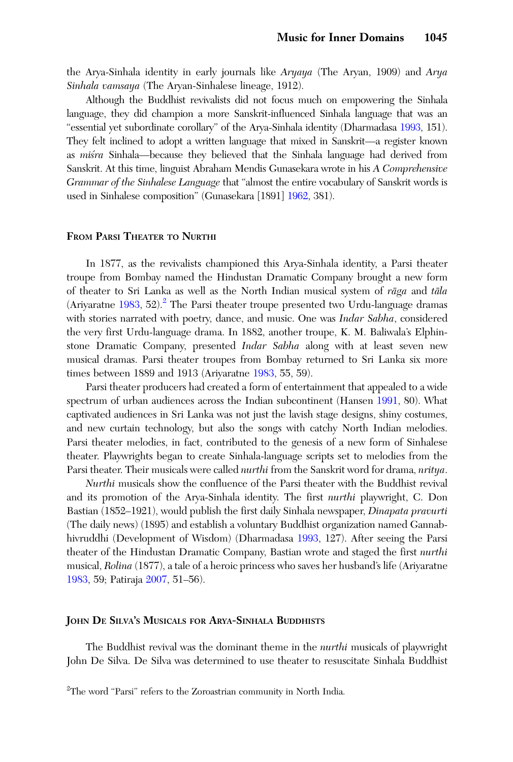the Arya-Sinhala identity in early journals like *Aryaya* (The Aryan, 1909) and *Arya Sinhala vamsaya* (The Aryan-Sinhalese lineage, 1912).

Although the Buddhist revivalists did not focus much on empowering the Sinhala language, they did champion a more Sanskrit-influenced Sinhala language that was an "essential yet subordinate corollary" of the Arya-Sinhala identity (Dharmadasa 1993, 151). They felt inclined to adopt a written language that mixed in Sanskrit—a register known as *miśra* Sinhala—because they believed that the Sinhala language had derived from Sanskrit. At this time, linguist Abraham Mendis Gunasekara wrote in his *A Comprehensive Grammar of the Sinhalese Language* that "almost the entire vocabulary of Sanskrit words is used in Sinhalese composition" (Gunasekara [1891] 1962, 381).

## From Parsi Theater to Nurthi

In 1877, as the revivalists championed this Arya-Sinhala identity, a Parsi theater troupe from Bombay named the Hindustan Dramatic Company brought a new form of theater to Sri Lanka as well as the North Indian musical system of *rāga* and *tāla* (Ariyaratne 1983, 52).[2] The Parsi theater troupe presented two Urdu-language dramas with stories narrated with poetry, dance, and music. One was *Indar Sabha*, considered the very first Urdu-language drama. In 1882, another troupe, K. M. Baliwala's Elphinstone Dramatic Company, presented *Indar Sabha* along with at least seven new musical dramas. Parsi theater troupes from Bombay returned to Sri Lanka six more times between 1889 and 1913 (Ariyaratne 1983, 55, 59).

Parsi theater producers had created a form of entertainment that appealed to a wide spectrum of urban audiences across the Indian subcontinent (Hansen 1991, 80). What captivated audiences in Sri Lanka was not just the lavish stage designs, shiny costumes, and new curtain technology, but also the songs with catchy North Indian melodies. Parsi theater melodies, in fact, contributed to the genesis of a new form of Sinhalese theater. Playwrights began to create Sinhala-language scripts set to melodies from the Parsi theater. Their musicals were called *nurthi* from the Sanskrit word for drama, *nritya*.

*Nurthi* musicals show the confluence of the Parsi theater with the Buddhist revival and its promotion of the Arya-Sinhala identity. The first *nurthi* playwright, C. Don Bastian (1852–1921), would publish the first daily Sinhala newspaper, *Dinapata pravurti* (The daily news) (1895) and establish a voluntary Buddhist organization named Gannabhivruddhi (Development of Wisdom) (Dharmadasa 1993, 127). After seeing the Parsi theater of the Hindustan Dramatic Company, Bastian wrote and staged the first *nurthi* musical, *Rolina* (1877), a tale of a heroic princess who saves her husband's life (Ariyaratne 1983, 59; Patiraja 2007, 51–56).

## John De Silva's Musicals for Arya-Sinhala Buddhists

The Buddhist revival was the dominant theme in the *nurthi* musicals of playwright John De Silva. De Silva was determined to use theater to resuscitate Sinhala Buddhist

[2]The word "Parsi" refers to the Zoroastrian community in North India.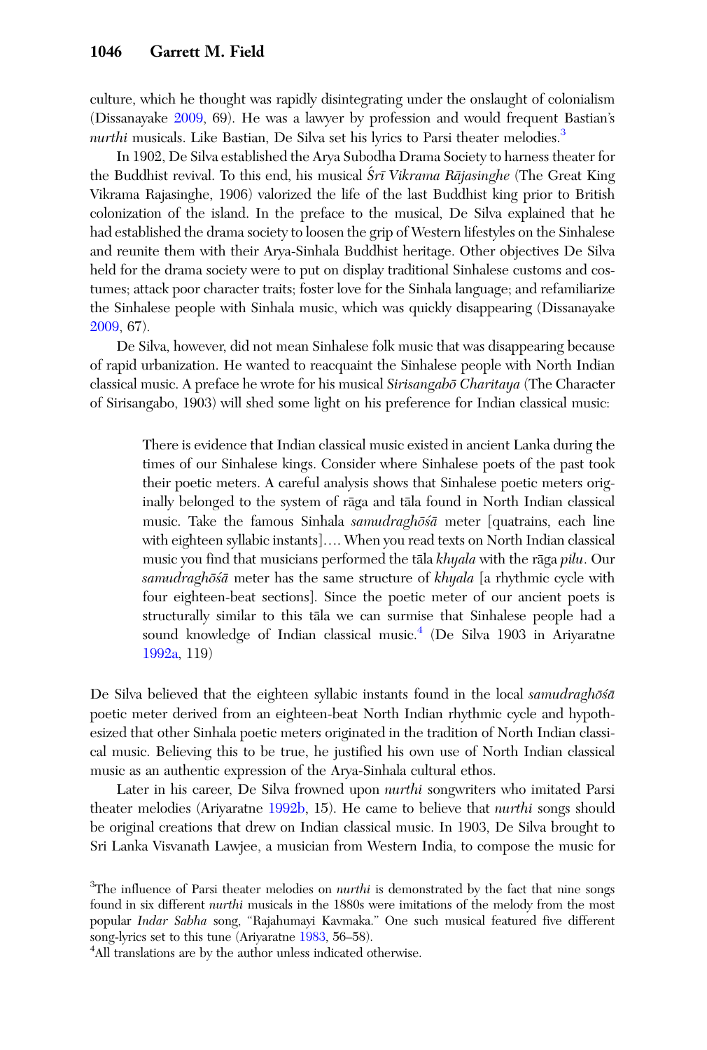culture, which he thought was rapidly disintegrating under the onslaught of colonialism (Dissanayake 2009, 69). He was a lawyer by profession and would frequent Bastian's *nurthi* musicals. Like Bastian, De Silva set his lyrics to Parsi theater melodies.[3]

In 1902, De Silva established the Arya Subodha Drama Society to harness theater for the Buddhist revival. To this end, his musical *Śrī Vikrama Rājasinghe* (The Great King Vikrama Rajasinghe, 1906) valorized the life of the last Buddhist king prior to British colonization of the island. In the preface to the musical, De Silva explained that he had established the drama society to loosen the grip of Western lifestyles on the Sinhalese and reunite them with their Arya-Sinhala Buddhist heritage. Other objectives De Silva held for the drama society were to put on display traditional Sinhalese customs and costumes; attack poor character traits; foster love for the Sinhala language; and refamiliarize the Sinhalese people with Sinhala music, which was quickly disappearing (Dissanayake 2009, 67).

De Silva, however, did not mean Sinhalese folk music that was disappearing because of rapid urbanization. He wanted to reacquaint the Sinhalese people with North Indian classical music. A preface he wrote for his musical *Sirisangabō Charitaya* (The Character of Sirisangabo, 1903) will shed some light on his preference for Indian classical music:

> There is evidence that Indian classical music existed in ancient Lanka during the times of our Sinhalese kings. Consider where Sinhalese poets of the past took their poetic meters. A careful analysis shows that Sinhalese poetic meters originally belonged to the system of rāga and tāla found in North Indian classical music. Take the famous Sinhala *samudraghōśā* meter [quatrains, each line with eighteen syllabic instants].... When you read texts on North Indian classical music you find that musicians performed the tāla *khyala* with the rāga *pilu*. Our *samudraghōśā* meter has the same structure of *khyala* [a rhythmic cycle with four eighteen-beat sections]. Since the poetic meter of our ancient poets is structurally similar to this tāla we can surmise that Sinhalese people had a sound knowledge of Indian classical music.[4] (De Silva 1903 in Ariyaratne 1992a, 119)

De Silva believed that the eighteen syllabic instants found in the local *samudraghōśā* poetic meter derived from an eighteen-beat North Indian rhythmic cycle and hypothesized that other Sinhala poetic meters originated in the tradition of North Indian classical music. Believing this to be true, he justified his own use of North Indian classical music as an authentic expression of the Arya-Sinhala cultural ethos.

Later in his career, De Silva frowned upon *nurthi* songwriters who imitated Parsi theater melodies (Ariyaratne 1992b, 15). He came to believe that *nurthi* songs should be original creations that drew on Indian classical music. In 1903, De Silva brought to Sri Lanka Visvanath Lawjee, a musician from Western India, to compose the music for

[3]The influence of Parsi theater melodies on *nurthi* is demonstrated by the fact that nine songs found in six different *nurthi* musicals in the 1880s were imitations of the melody from the most popular *Indar Sabha* song, "Rajahumayi Kavmaka." One such musical featured five different song-lyrics set to this tune (Ariyaratne 1983, 56–58).

[4]All translations are by the author unless indicated otherwise.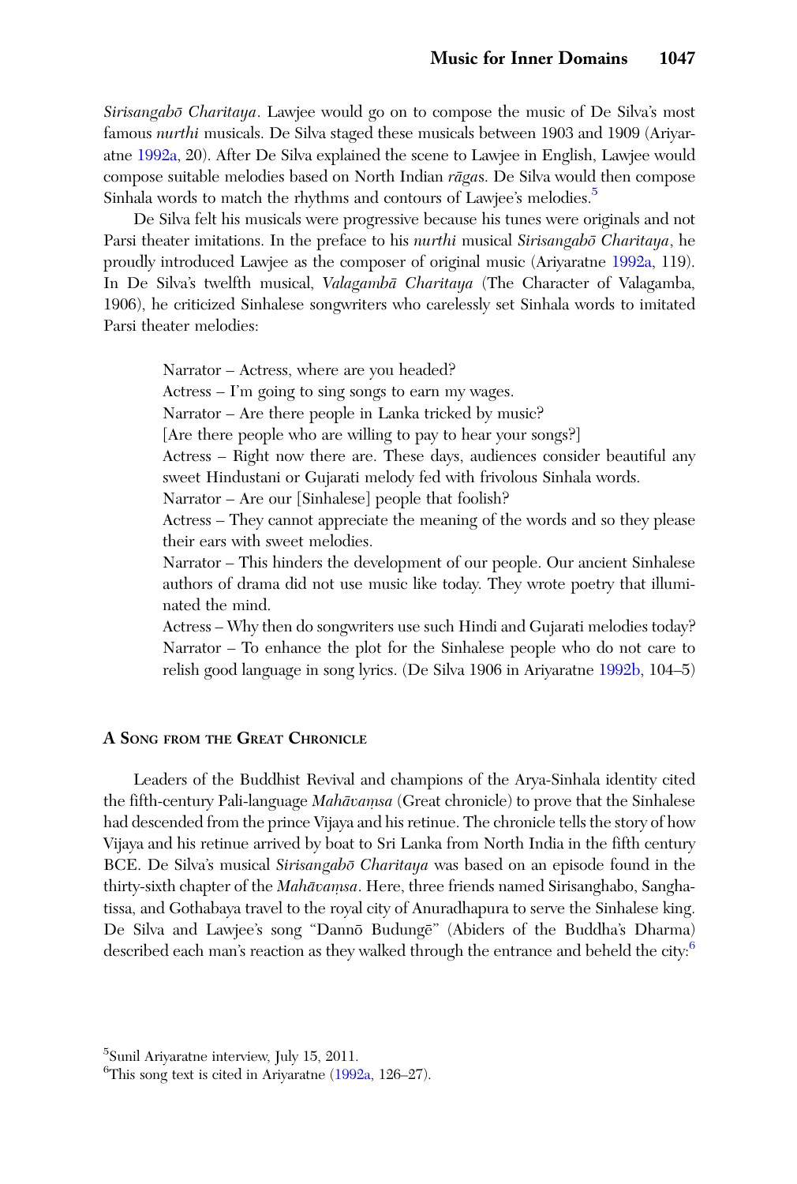*Sirisangabō Charitaya*. Lawjee would go on to compose the music of De Silva's most famous *nurthi* musicals. De Silva staged these musicals between 1903 and 1909 (Ariyaratne 1992a, 20). After De Silva explained the scene to Lawjee in English, Lawjee would compose suitable melodies based on North Indian *rāgas*. De Silva would then compose Sinhala words to match the rhythms and contours of Lawjee's melodies.[5]

De Silva felt his musicals were progressive because his tunes were originals and not Parsi theater imitations. In the preface to his *nurthi* musical *Sirisangabō Charitaya*, he proudly introduced Lawjee as the composer of original music (Ariyaratne 1992a, 119). In De Silva's twelfth musical, *Valagambā Charitaya* (The Character of Valagamba, 1906), he criticized Sinhalese songwriters who carelessly set Sinhala words to imitated Parsi theater melodies:

> Narrator – Actress, where are you headed?
> Actress – I'm going to sing songs to earn my wages.
> Narrator – Are there people in Lanka tricked by music?
> [Are there people who are willing to pay to hear your songs?]
> Actress – Right now there are. These days, audiences consider beautiful any sweet Hindustani or Gujarati melody fed with frivolous Sinhala words.
> Narrator – Are our [Sinhalese] people that foolish?
> Actress – They cannot appreciate the meaning of the words and so they please their ears with sweet melodies.
> Narrator – This hinders the development of our people. Our ancient Sinhalese authors of drama did not use music like today. They wrote poetry that illuminated the mind.
> Actress – Why then do songwriters use such Hindi and Gujarati melodies today?
> Narrator – To enhance the plot for the Sinhalese people who do not care to relish good language in song lyrics. (De Silva 1906 in Ariyaratne 1992b, 104–5)

## A Song from the Great Chronicle

Leaders of the Buddhist Revival and champions of the Arya-Sinhala identity cited the fifth-century Pali-language *Mahāvaṃsa* (Great chronicle) to prove that the Sinhalese had descended from the prince Vijaya and his retinue. The chronicle tells the story of how Vijaya and his retinue arrived by boat to Sri Lanka from North India in the fifth century BCE. De Silva's musical *Sirisangabō Charitaya* was based on an episode found in the thirty-sixth chapter of the *Mahāvaṃsa*. Here, three friends named Sirisanghabo, Sanghatissa, and Gothabaya travel to the royal city of Anuradhapura to serve the Sinhalese king. De Silva and Lawjee's song "Dannō Budungē" (Abiders of the Buddha's Dharma) described each man's reaction as they walked through the entrance and beheld the city:[6]

[5] Sunil Ariyaratne interview, July 15, 2011.

[6] This song text is cited in Ariyaratne (1992a, 126–27).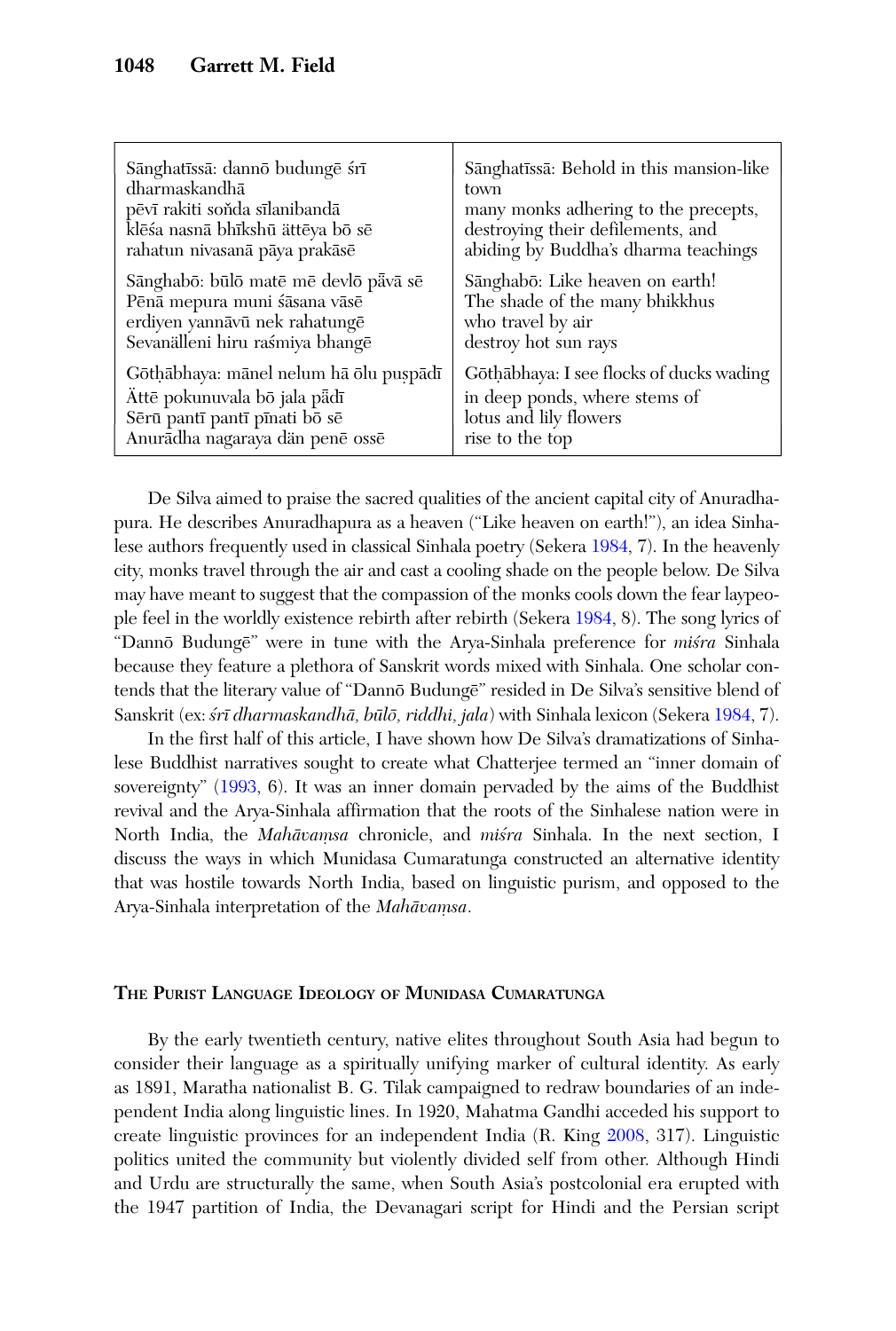| | |
|---|---|
| Sānghatīssā: dannō budungē śrī dharmaskandhā<br>pēvī rakiti soňda sīlanibandā<br>klēśa nasnā bhīkshū ättēya bō sē<br>rahatun nivasanā pāya prakāsē | Sānghatīssā: Behold in this mansion-like town<br>many monks adhering to the precepts,<br>destroying their defilements, and<br>abiding by Buddha's dharma teachings |
| Sānghabō: būlō matē mē devlō pāvā sē<br>Pēnā mepura muni śāsana vāsē<br>erdiyen yannāvū nek rahatungē<br>Sevanälleni hiru raśmiya bhangē | Sānghabō: Like heaven on earth!<br>The shade of the many bhikkhus<br>who travel by air<br>destroy hot sun rays |
| Gōṭhābhaya: mānel nelum hā ōlu puṣpādī<br>Ättē pokunuvala bō jala pādī<br>Sērū pantī pantī pīnati bō sē<br>Anurādha nagaraya dän penē ossē | Gōṭhābhaya: I see flocks of ducks wading<br>in deep ponds, where stems of<br>lotus and lily flowers<br>rise to the top |

De Silva aimed to praise the sacred qualities of the ancient capital city of Anuradhapura. He describes Anuradhapura as a heaven ("Like heaven on earth!"), an idea Sinhalese authors frequently used in classical Sinhala poetry (Sekera 1984, 7). In the heavenly city, monks travel through the air and cast a cooling shade on the people below. De Silva may have meant to suggest that the compassion of the monks cools down the fear laypeople feel in the worldly existence rebirth after rebirth (Sekera 1984, 8). The song lyrics of "Dannō Budungē" were in tune with the Arya-Sinhala preference for *miśra* Sinhala because they feature a plethora of Sanskrit words mixed with Sinhala. One scholar contends that the literary value of "Dannō Budungē" resided in De Silva's sensitive blend of Sanskrit (ex: *śrī dharmaskandhā, būlō, riddhi, jala*) with Sinhala lexicon (Sekera 1984, 7).

In the first half of this article, I have shown how De Silva's dramatizations of Sinhalese Buddhist narratives sought to create what Chatterjee termed an "inner domain of sovereignty" (1993, 6). It was an inner domain pervaded by the aims of the Buddhist revival and the Arya-Sinhala affirmation that the roots of the Sinhalese nation were in North India, the *Mahāvaṃsa* chronicle, and *miśra* Sinhala. In the next section, I discuss the ways in which Munidasa Cumaratunga constructed an alternative identity that was hostile towards North India, based on linguistic purism, and opposed to the Arya-Sinhala interpretation of the *Mahāvaṃsa*.

## The Purist Language Ideology of Munidasa Cumaratunga

By the early twentieth century, native elites throughout South Asia had begun to consider their language as a spiritually unifying marker of cultural identity. As early as 1891, Maratha nationalist B. G. Tilak campaigned to redraw boundaries of an independent India along linguistic lines. In 1920, Mahatma Gandhi acceded his support to create linguistic provinces for an independent India (R. King 2008, 317). Linguistic politics united the community but violently divided self from other. Although Hindi and Urdu are structurally the same, when South Asia's postcolonial era erupted with the 1947 partition of India, the Devanagari script for Hindi and the Persian script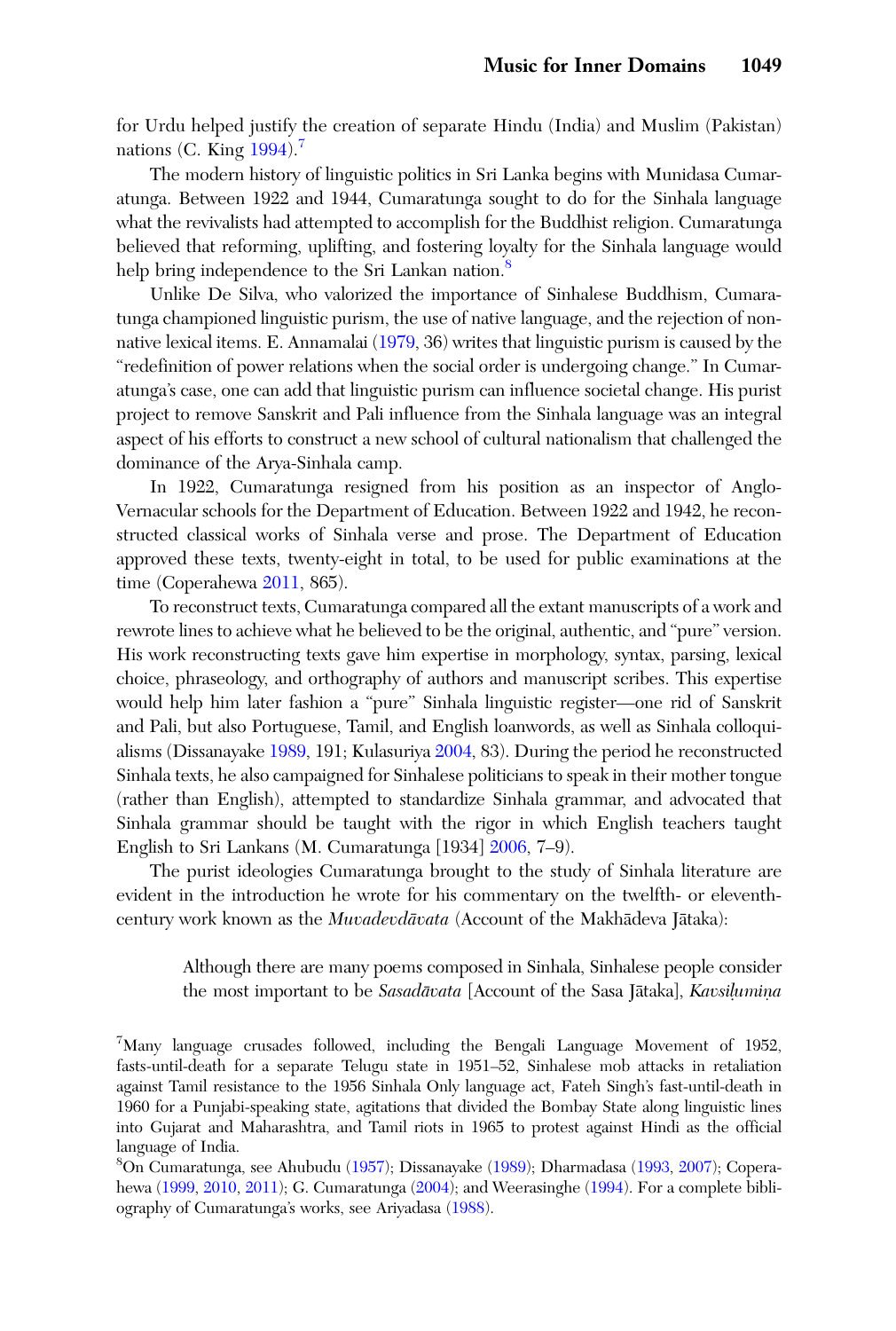for Urdu helped justify the creation of separate Hindu (India) and Muslim (Pakistan) nations (C. King 1994).[7]

The modern history of linguistic politics in Sri Lanka begins with Munidasa Cumaratunga. Between 1922 and 1944, Cumaratunga sought to do for the Sinhala language what the revivalists had attempted to accomplish for the Buddhist religion. Cumaratunga believed that reforming, uplifting, and fostering loyalty for the Sinhala language would help bring independence to the Sri Lankan nation.[8]

Unlike De Silva, who valorized the importance of Sinhalese Buddhism, Cumaratunga championed linguistic purism, the use of native language, and the rejection of nonnative lexical items. E. Annamalai (1979, 36) writes that linguistic purism is caused by the "redefinition of power relations when the social order is undergoing change." In Cumaratunga's case, one can add that linguistic purism can influence societal change. His purist project to remove Sanskrit and Pali influence from the Sinhala language was an integral aspect of his efforts to construct a new school of cultural nationalism that challenged the dominance of the Arya-Sinhala camp.

In 1922, Cumaratunga resigned from his position as an inspector of Anglo-Vernacular schools for the Department of Education. Between 1922 and 1942, he reconstructed classical works of Sinhala verse and prose. The Department of Education approved these texts, twenty-eight in total, to be used for public examinations at the time (Coperahewa 2011, 865).

To reconstruct texts, Cumaratunga compared all the extant manuscripts of a work and rewrote lines to achieve what he believed to be the original, authentic, and "pure" version. His work reconstructing texts gave him expertise in morphology, syntax, parsing, lexical choice, phraseology, and orthography of authors and manuscript scribes. This expertise would help him later fashion a "pure" Sinhala linguistic register—one rid of Sanskrit and Pali, but also Portuguese, Tamil, and English loanwords, as well as Sinhala colloquialisms (Dissanayake 1989, 191; Kulasuriya 2004, 83). During the period he reconstructed Sinhala texts, he also campaigned for Sinhalese politicians to speak in their mother tongue (rather than English), attempted to standardize Sinhala grammar, and advocated that Sinhala grammar should be taught with the rigor in which English teachers taught English to Sri Lankans (M. Cumaratunga [1934] 2006, 7–9).

The purist ideologies Cumaratunga brought to the study of Sinhala literature are evident in the introduction he wrote for his commentary on the twelfth- or eleventh-century work known as the *Muvadevdāvata* (Account of the Makhādeva Jātaka):

> Although there are many poems composed in Sinhala, Sinhalese people consider the most important to be *Sasadāvata* [Account of the Sasa Jātaka], *Kavsiḷumiṇa*

[7] Many language crusades followed, including the Bengali Language Movement of 1952, fasts-until-death for a separate Telugu state in 1951–52, Sinhalese mob attacks in retaliation against Tamil resistance to the 1956 Sinhala Only language act, Fateh Singh's fast-until-death in 1960 for a Punjabi-speaking state, agitations that divided the Bombay State along linguistic lines into Gujarat and Maharashtra, and Tamil riots in 1965 to protest against Hindi as the official language of India.

[8] On Cumaratunga, see Ahubudu (1957); Dissanayake (1989); Dharmadasa (1993, 2007); Coperahewa (1999, 2010, 2011); G. Cumaratunga (2004); and Weerasinghe (1994). For a complete bibliography of Cumaratunga's works, see Ariyadasa (1988).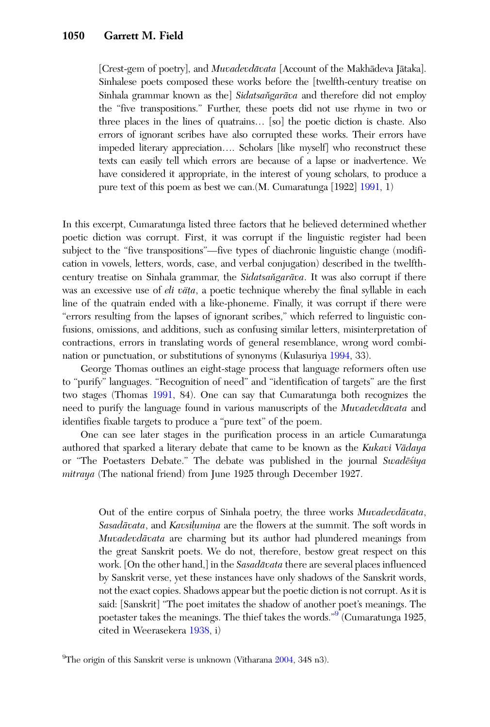> [Crest-gem of poetry], and *Muvadevdāvata* [Account of the Makhādeva Jātaka]. Sinhalese poets composed these works before the [twelfth-century treatise on Sinhala grammar known as the] *Sidatsaňgarāva* and therefore did not employ the "five transpositions." Further, these poets did not use rhyme in two or three places in the lines of quatrains… [so] the poetic diction is chaste. Also errors of ignorant scribes have also corrupted these works. Their errors have impeded literary appreciation…. Scholars [like myself] who reconstruct these texts can easily tell which errors are because of a lapse or inadvertence. We have considered it appropriate, in the interest of young scholars, to produce a pure text of this poem as best we can.(M. Cumaratunga [1922] 1991, 1)

In this excerpt, Cumaratunga listed three factors that he believed determined whether poetic diction was corrupt. First, it was corrupt if the linguistic register had been subject to the "five transpositions"—five types of diachronic linguistic change (modification in vowels, letters, words, case, and verbal conjugation) described in the twelfth-century treatise on Sinhala grammar, the *Sidatsaňgarāva*. It was also corrupt if there was an excessive use of *eli väṭa*, a poetic technique whereby the final syllable in each line of the quatrain ended with a like-phoneme. Finally, it was corrupt if there were "errors resulting from the lapses of ignorant scribes," which referred to linguistic confusions, omissions, and additions, such as confusing similar letters, misinterpretation of contractions, errors in translating words of general resemblance, wrong word combination or punctuation, or substitutions of synonyms (Kulasuriya 1994, 33).

George Thomas outlines an eight-stage process that language reformers often use to "purify" languages. "Recognition of need" and "identification of targets" are the first two stages (Thomas 1991, 84). One can say that Cumaratunga both recognizes the need to purify the language found in various manuscripts of the *Muvadevdāvata* and identifies fixable targets to produce a "pure text" of the poem.

One can see later stages in the purification process in an article Cumaratunga authored that sparked a literary debate that came to be known as the *Kukavi Vādaya* or "The Poetasters Debate." The debate was published in the journal *Swadēśiya mitraya* (The national friend) from June 1925 through December 1927.

> Out of the entire corpus of Sinhala poetry, the three works *Muvadevdāvata*, *Sasadāvata*, and *Kavsiḷumiṇa* are the flowers at the summit. The soft words in *Muvadevdāvata* are charming but its author had plundered meanings from the great Sanskrit poets. We do not, therefore, bestow great respect on this work. [On the other hand,] in the *Sasadāvata* there are several places influenced by Sanskrit verse, yet these instances have only shadows of the Sanskrit words, not the exact copies. Shadows appear but the poetic diction is not corrupt. As it is said: [Sanskrit] "The poet imitates the shadow of another poet's meanings. The poetaster takes the meanings. The thief takes the words."[9] (Cumaratunga 1925, cited in Weerasekera 1938, i)

[9]The origin of this Sanskrit verse is unknown (Vitharana 2004, 348 n3).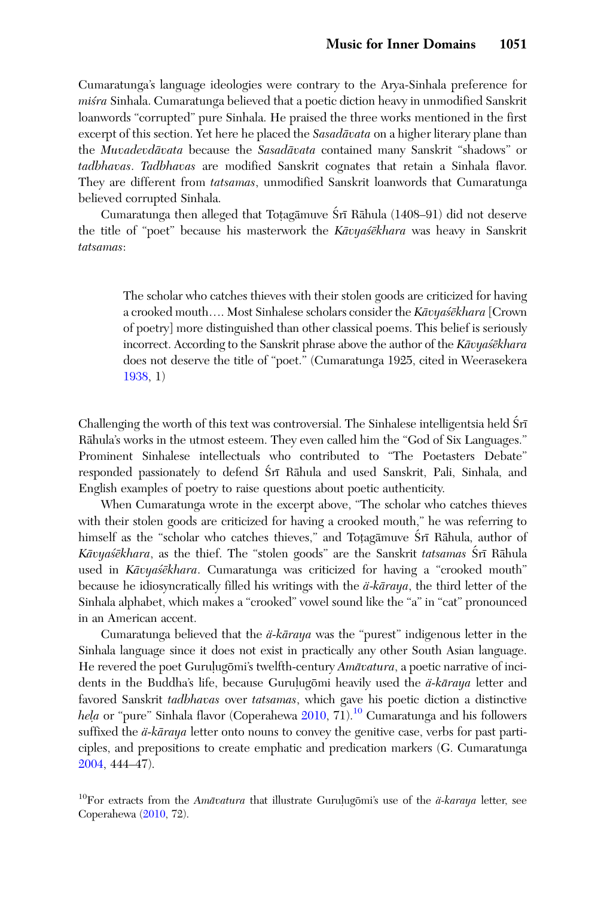Cumaratunga's language ideologies were contrary to the Arya-Sinhala preference for *miśra* Sinhala. Cumaratunga believed that a poetic diction heavy in unmodified Sanskrit loanwords "corrupted" pure Sinhala. He praised the three works mentioned in the first excerpt of this section. Yet here he placed the *Sasadāvata* on a higher literary plane than the *Muvadevdāvata* because the *Sasadāvata* contained many Sanskrit "shadows" or *tadbhavas*. *Tadbhavas* are modified Sanskrit cognates that retain a Sinhala flavor. They are different from *tatsamas*, unmodified Sanskrit loanwords that Cumaratunga believed corrupted Sinhala.

Cumaratunga then alleged that Toṭagāmuve Śrī Rāhula (1408–91) did not deserve the title of "poet" because his masterwork the *Kāvyaśēkhara* was heavy in Sanskrit *tatsamas*:

> The scholar who catches thieves with their stolen goods are criticized for having a crooked mouth…. Most Sinhalese scholars consider the *Kāvyaśēkhara* [Crown of poetry] more distinguished than other classical poems. This belief is seriously incorrect. According to the Sanskrit phrase above the author of the *Kāvyaśēkhara* does not deserve the title of "poet." (Cumaratunga 1925, cited in Weerasekera 1938, 1)

Challenging the worth of this text was controversial. The Sinhalese intelligentsia held Śrī Rāhula's works in the utmost esteem. They even called him the "God of Six Languages." Prominent Sinhalese intellectuals who contributed to "The Poetasters Debate" responded passionately to defend Śrī Rāhula and used Sanskrit, Pali, Sinhala, and English examples of poetry to raise questions about poetic authenticity.

When Cumaratunga wrote in the excerpt above, "The scholar who catches thieves with their stolen goods are criticized for having a crooked mouth," he was referring to himself as the "scholar who catches thieves," and Toṭagāmuve Śrī Rāhula, author of *Kāvyaśēkhara*, as the thief. The "stolen goods" are the Sanskrit *tatsamas* Śrī Rāhula used in *Kāvyaśēkhara*. Cumaratunga was criticized for having a "crooked mouth" because he idiosyncratically filled his writings with the *ä-kāraya*, the third letter of the Sinhala alphabet, which makes a "crooked" vowel sound like the "a" in "cat" pronounced in an American accent.

Cumaratunga believed that the *ä-kāraya* was the "purest" indigenous letter in the Sinhala language since it does not exist in practically any other South Asian language. He revered the poet Guruḷugōmi's twelfth-century *Amāvatura*, a poetic narrative of incidents in the Buddha's life, because Guruḷugōmi heavily used the *ä-kāraya* letter and favored Sanskrit *tadbhavas* over *tatsamas*, which gave his poetic diction a distinctive *heḷa* or "pure" Sinhala flavor (Coperahewa 2010, 71).[10] Cumaratunga and his followers suffixed the *ä-kāraya* letter onto nouns to convey the genitive case, verbs for past participles, and prepositions to create emphatic and predication markers (G. Cumaratunga 2004, 444–47).

[10]For extracts from the *Amāvatura* that illustrate Guruḷugōmi's use of the *ä-karaya* letter, see Coperahewa (2010, 72).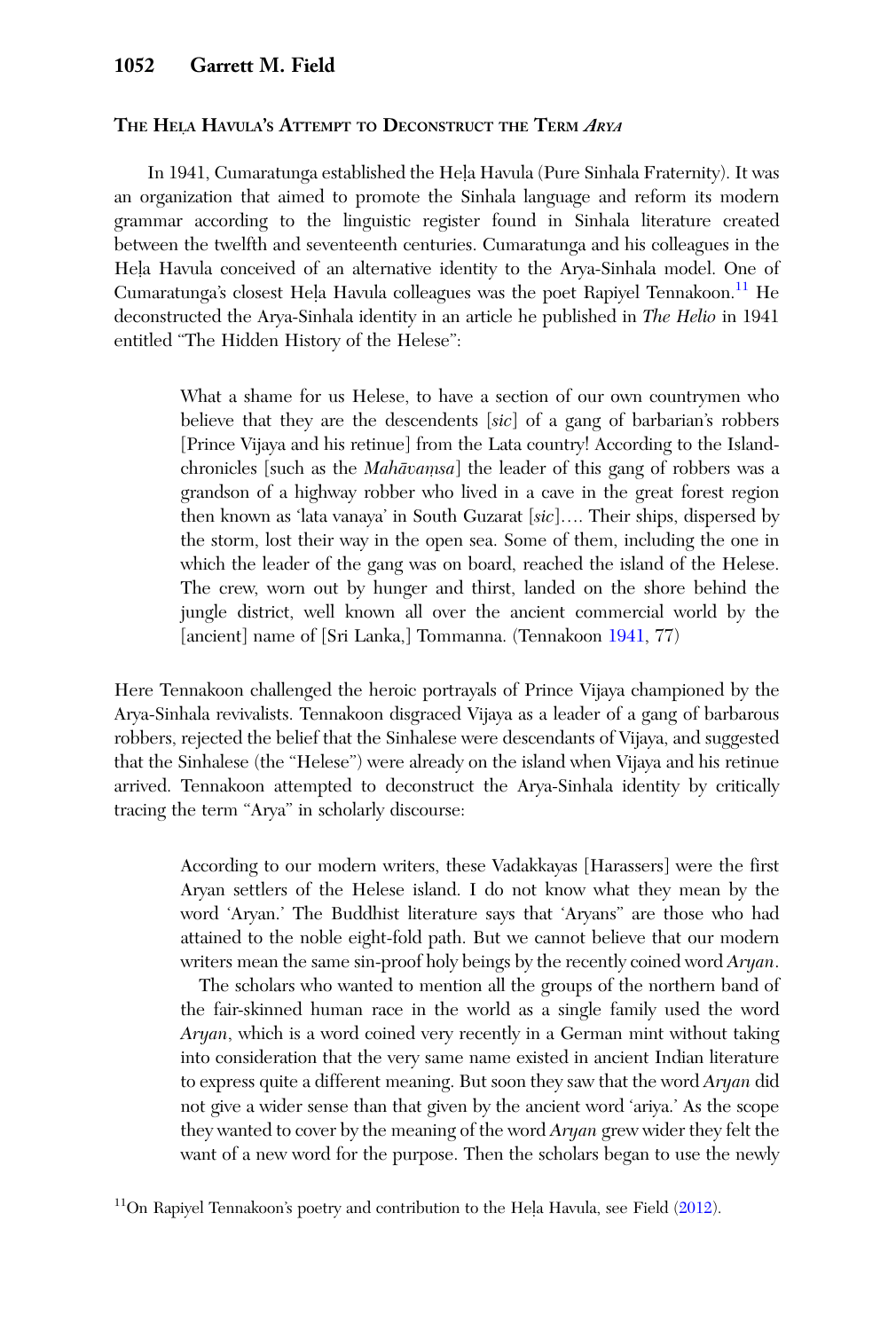### The Heḷa Havula's Attempt to Deconstruct the Term *Arya*

In 1941, Cumaratunga established the Heḷa Havula (Pure Sinhala Fraternity). It was an organization that aimed to promote the Sinhala language and reform its modern grammar according to the linguistic register found in Sinhala literature created between the twelfth and seventeenth centuries. Cumaratunga and his colleagues in the Heḷa Havula conceived of an alternative identity to the Arya-Sinhala model. One of Cumaratunga's closest Heḷa Havula colleagues was the poet Rapiyel Tennakoon.[11] He deconstructed the Arya-Sinhala identity in an article he published in *The Helio* in 1941 entitled "The Hidden History of the Helese":

> What a shame for us Helese, to have a section of our own countrymen who believe that they are the descendents [*sic*] of a gang of barbarian's robbers [Prince Vijaya and his retinue] from the Lata country! According to the Island-chronicles [such as the *Mahāvaṃsa*] the leader of this gang of robbers was a grandson of a highway robber who lived in a cave in the great forest region then known as 'lata vanaya' in South Guzarat [*sic*]…. Their ships, dispersed by the storm, lost their way in the open sea. Some of them, including the one in which the leader of the gang was on board, reached the island of the Helese. The crew, worn out by hunger and thirst, landed on the shore behind the jungle district, well known all over the ancient commercial world by the [ancient] name of [Sri Lanka,] Tommanna. (Tennakoon 1941, 77)

Here Tennakoon challenged the heroic portrayals of Prince Vijaya championed by the Arya-Sinhala revivalists. Tennakoon disgraced Vijaya as a leader of a gang of barbarous robbers, rejected the belief that the Sinhalese were descendants of Vijaya, and suggested that the Sinhalese (the "Helese") were already on the island when Vijaya and his retinue arrived. Tennakoon attempted to deconstruct the Arya-Sinhala identity by critically tracing the term "Arya" in scholarly discourse:

> According to our modern writers, these Vadakkayas [Harassers] were the first Aryan settlers of the Helese island. I do not know what they mean by the word 'Aryan.' The Buddhist literature says that 'Aryans" are those who had attained to the noble eight-fold path. But we cannot believe that our modern writers mean the same sin-proof holy beings by the recently coined word *Aryan*.
>
> The scholars who wanted to mention all the groups of the northern band of the fair-skinned human race in the world as a single family used the word *Aryan*, which is a word coined very recently in a German mint without taking into consideration that the very same name existed in ancient Indian literature to express quite a different meaning. But soon they saw that the word *Aryan* did not give a wider sense than that given by the ancient word 'ariya.' As the scope they wanted to cover by the meaning of the word *Aryan* grew wider they felt the want of a new word for the purpose. Then the scholars began to use the newly

[11] On Rapiyel Tennakoon's poetry and contribution to the Heḷa Havula, see Field (2012).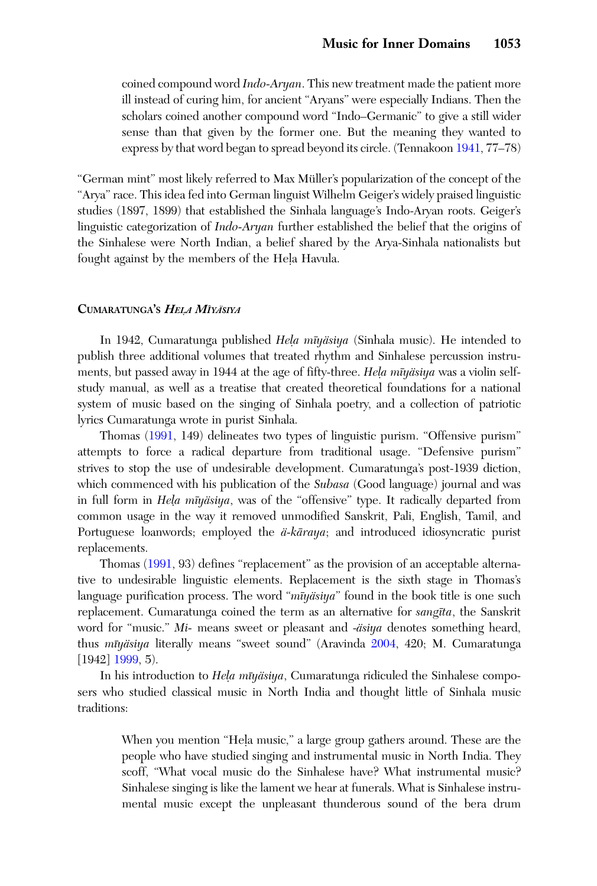coined compound word *Indo-Aryan*. This new treatment made the patient more ill instead of curing him, for ancient "Aryans" were especially Indians. Then the scholars coined another compound word "Indo–Germanic" to give a still wider sense than that given by the former one. But the meaning they wanted to express by that word began to spread beyond its circle. (Tennakoon 1941, 77–78)

"German mint" most likely referred to Max Müller's popularization of the concept of the "Arya" race. This idea fed into German linguist Wilhelm Geiger's widely praised linguistic studies (1897, 1899) that established the Sinhala language's Indo-Aryan roots. Geiger's linguistic categorization of *Indo-Aryan* further established the belief that the origins of the Sinhalese were North Indian, a belief shared by the Arya-Sinhala nationalists but fought against by the members of the Heḷa Havula.

## Cumaratunga's *Heḷa Mīyäsiya*

In 1942, Cumaratunga published *Heḷa mīyäsiya* (Sinhala music). He intended to publish three additional volumes that treated rhythm and Sinhalese percussion instruments, but passed away in 1944 at the age of fifty-three. *Heḷa mīyäsiya* was a violin self-study manual, as well as a treatise that created theoretical foundations for a national system of music based on the singing of Sinhala poetry, and a collection of patriotic lyrics Cumaratunga wrote in purist Sinhala.

Thomas (1991, 149) delineates two types of linguistic purism. "Offensive purism" attempts to force a radical departure from traditional usage. "Defensive purism" strives to stop the use of undesirable development. Cumaratunga's post-1939 diction, which commenced with his publication of the *Subasa* (Good language) journal and was in full form in *Heḷa mīyäsiya*, was of the "offensive" type. It radically departed from common usage in the way it removed unmodified Sanskrit, Pali, English, Tamil, and Portuguese loanwords; employed the *ä-kāraya*; and introduced idiosyncratic purist replacements.

Thomas (1991, 93) defines "replacement" as the provision of an acceptable alternative to undesirable linguistic elements. Replacement is the sixth stage in Thomas's language purification process. The word "*mīyäsiya*" found in the book title is one such replacement. Cumaratunga coined the term as an alternative for *sangīta*, the Sanskrit word for "music." *Mi-* means sweet or pleasant and *-äsiya* denotes something heard, thus *mīyäsiya* literally means "sweet sound" (Aravinda 2004, 420; M. Cumaratunga [1942] 1999, 5).

In his introduction to *Heḷa mīyäsiya*, Cumaratunga ridiculed the Sinhalese composers who studied classical music in North India and thought little of Sinhala music traditions:

> When you mention "Heḷa music," a large group gathers around. These are the people who have studied singing and instrumental music in North India. They scoff, "What vocal music do the Sinhalese have? What instrumental music? Sinhalese singing is like the lament we hear at funerals. What is Sinhalese instrumental music except the unpleasant thunderous sound of the bera drum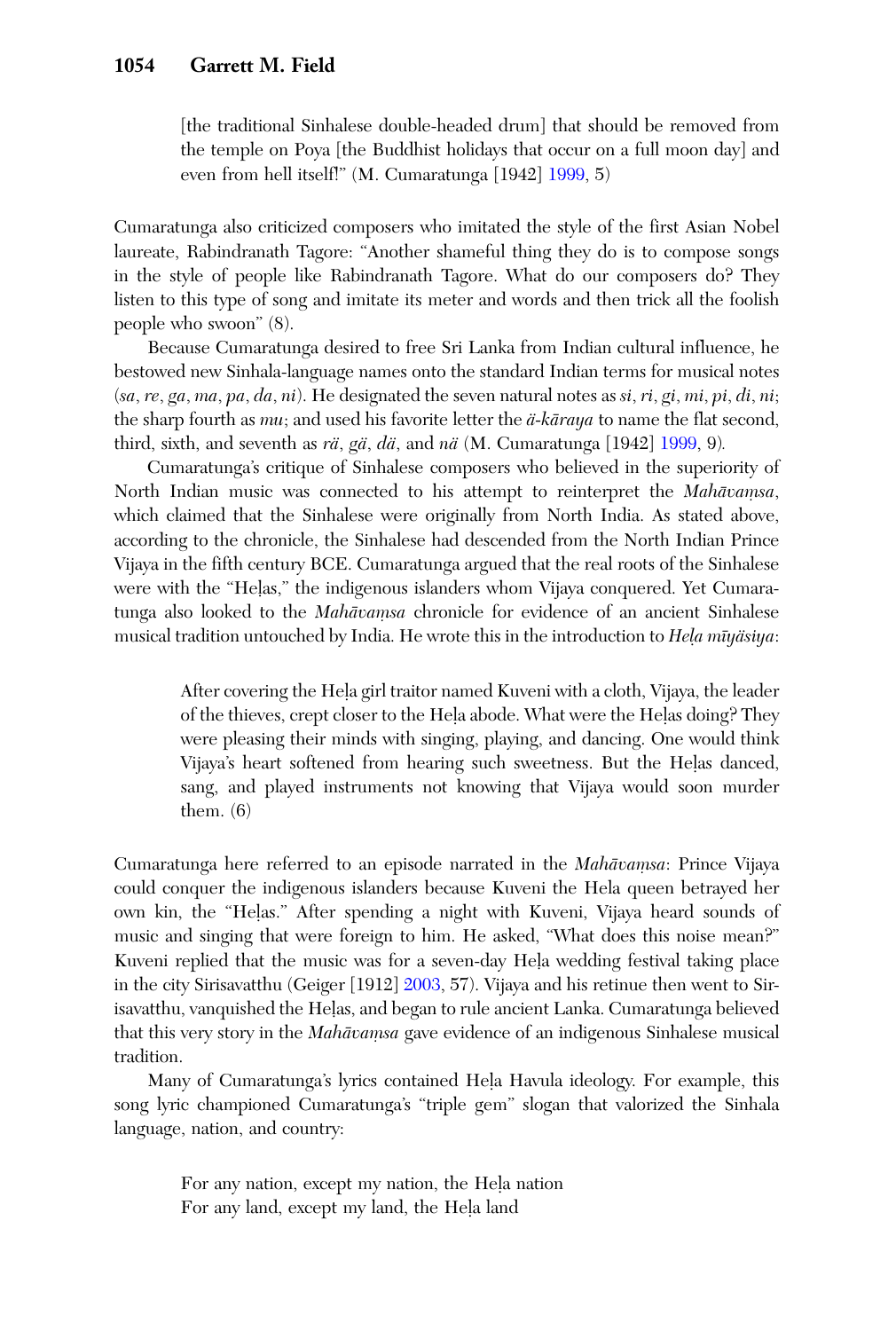> [the traditional Sinhalese double-headed drum] that should be removed from the temple on Poya [the Buddhist holidays that occur on a full moon day] and even from hell itself!" (M. Cumaratunga [1942] 1999, 5)

Cumaratunga also criticized composers who imitated the style of the first Asian Nobel laureate, Rabindranath Tagore: "Another shameful thing they do is to compose songs in the style of people like Rabindranath Tagore. What do our composers do? They listen to this type of song and imitate its meter and words and then trick all the foolish people who swoon" (8).

Because Cumaratunga desired to free Sri Lanka from Indian cultural influence, he bestowed new Sinhala-language names onto the standard Indian terms for musical notes (*sa*, *re*, *ga*, *ma*, *pa*, *da*, *ni*). He designated the seven natural notes as *si*, *ri*, *gi*, *mi*, *pi*, *di*, *ni*; the sharp fourth as *mu*; and used his favorite letter the *ä-kāraya* to name the flat second, third, sixth, and seventh as *rä*, *gä*, *dä*, and *nä* (M. Cumaratunga [1942] 1999, 9).

Cumaratunga's critique of Sinhalese composers who believed in the superiority of North Indian music was connected to his attempt to reinterpret the *Mahāvaṃsa*, which claimed that the Sinhalese were originally from North India. As stated above, according to the chronicle, the Sinhalese had descended from the North Indian Prince Vijaya in the fifth century BCE. Cumaratunga argued that the real roots of the Sinhalese were with the "Heḷas," the indigenous islanders whom Vijaya conquered. Yet Cumaratunga also looked to the *Mahāvaṃsa* chronicle for evidence of an ancient Sinhalese musical tradition untouched by India. He wrote this in the introduction to *Heḷa mīyäsiya*:

> After covering the Heḷa girl traitor named Kuveni with a cloth, Vijaya, the leader of the thieves, crept closer to the Heḷa abode. What were the Heḷas doing? They were pleasing their minds with singing, playing, and dancing. One would think Vijaya's heart softened from hearing such sweetness. But the Heḷas danced, sang, and played instruments not knowing that Vijaya would soon murder them. (6)

Cumaratunga here referred to an episode narrated in the *Mahāvaṃsa*: Prince Vijaya could conquer the indigenous islanders because Kuveni the Hela queen betrayed her own kin, the "Heḷas." After spending a night with Kuveni, Vijaya heard sounds of music and singing that were foreign to him. He asked, "What does this noise mean?" Kuveni replied that the music was for a seven-day Heḷa wedding festival taking place in the city Sirisavatthu (Geiger [1912] 2003, 57). Vijaya and his retinue then went to Sirisavatthu, vanquished the Heḷas, and began to rule ancient Lanka. Cumaratunga believed that this very story in the *Mahāvaṃsa* gave evidence of an indigenous Sinhalese musical tradition.

Many of Cumaratunga's lyrics contained Heḷa Havula ideology. For example, this song lyric championed Cumaratunga's "triple gem" slogan that valorized the Sinhala language, nation, and country:

> For any nation, except my nation, the Heḷa nation
> For any land, except my land, the Heḷa land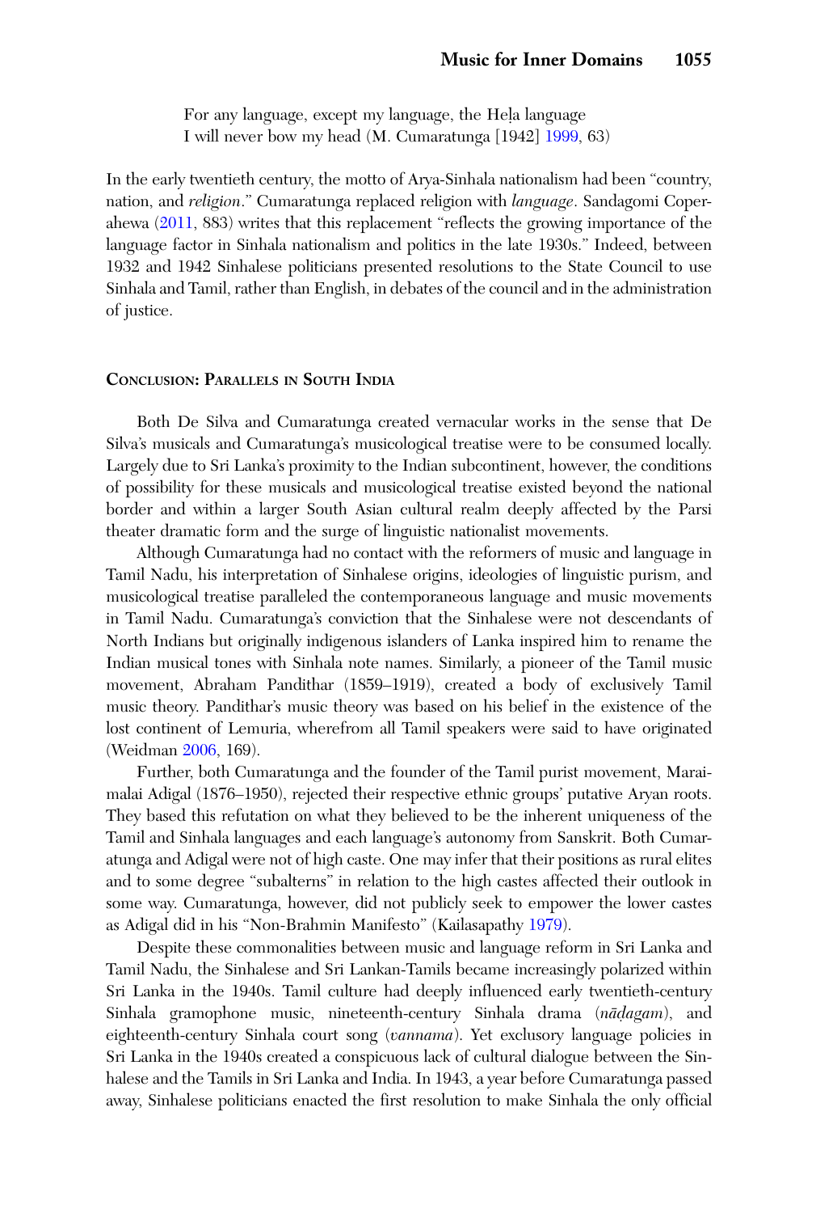For any language, except my language, the Heḷa language
I will never bow my head (M. Cumaratunga [1942] 1999, 63)

In the early twentieth century, the motto of Arya-Sinhala nationalism had been "country, nation, and *religion*." Cumaratunga replaced religion with *language*. Sandagomi Coperahewa (2011, 883) writes that this replacement "reflects the growing importance of the language factor in Sinhala nationalism and politics in the late 1930s." Indeed, between 1932 and 1942 Sinhalese politicians presented resolutions to the State Council to use Sinhala and Tamil, rather than English, in debates of the council and in the administration of justice.

## Conclusion: Parallels in South India

Both De Silva and Cumaratunga created vernacular works in the sense that De Silva's musicals and Cumaratunga's musicological treatise were to be consumed locally. Largely due to Sri Lanka's proximity to the Indian subcontinent, however, the conditions of possibility for these musicals and musicological treatise existed beyond the national border and within a larger South Asian cultural realm deeply affected by the Parsi theater dramatic form and the surge of linguistic nationalist movements.

Although Cumaratunga had no contact with the reformers of music and language in Tamil Nadu, his interpretation of Sinhalese origins, ideologies of linguistic purism, and musicological treatise paralleled the contemporaneous language and music movements in Tamil Nadu. Cumaratunga's conviction that the Sinhalese were not descendants of North Indians but originally indigenous islanders of Lanka inspired him to rename the Indian musical tones with Sinhala note names. Similarly, a pioneer of the Tamil music movement, Abraham Pandithar (1859–1919), created a body of exclusively Tamil music theory. Pandithar's music theory was based on his belief in the existence of the lost continent of Lemuria, wherefrom all Tamil speakers were said to have originated (Weidman 2006, 169).

Further, both Cumaratunga and the founder of the Tamil purist movement, Maraimalai Adigal (1876–1950), rejected their respective ethnic groups' putative Aryan roots. They based this refutation on what they believed to be the inherent uniqueness of the Tamil and Sinhala languages and each language's autonomy from Sanskrit. Both Cumaratunga and Adigal were not of high caste. One may infer that their positions as rural elites and to some degree "subalterns" in relation to the high castes affected their outlook in some way. Cumaratunga, however, did not publicly seek to empower the lower castes as Adigal did in his "Non-Brahmin Manifesto" (Kailasapathy 1979).

Despite these commonalities between music and language reform in Sri Lanka and Tamil Nadu, the Sinhalese and Sri Lankan-Tamils became increasingly polarized within Sri Lanka in the 1940s. Tamil culture had deeply influenced early twentieth-century Sinhala gramophone music, nineteenth-century Sinhala drama (*nāḍagam*), and eighteenth-century Sinhala court song (*vannama*). Yet exclusory language policies in Sri Lanka in the 1940s created a conspicuous lack of cultural dialogue between the Sinhalese and the Tamils in Sri Lanka and India. In 1943, a year before Cumaratunga passed away, Sinhalese politicians enacted the first resolution to make Sinhala the only official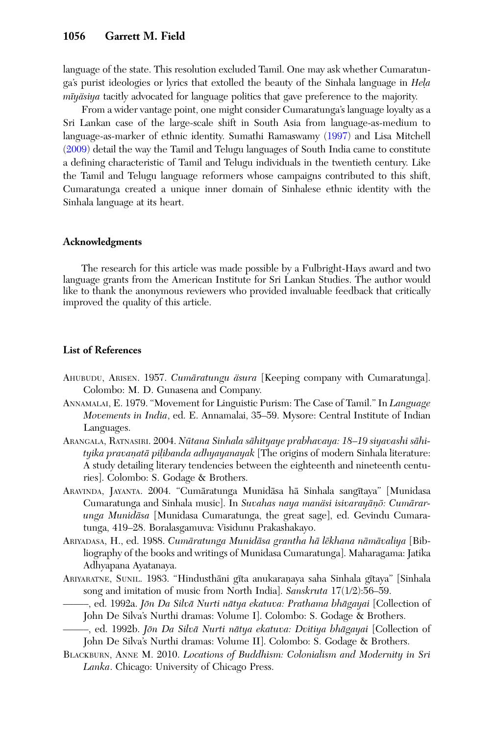language of the state. This resolution excluded Tamil. One may ask whether Cumaratunga's purist ideologies or lyrics that extolled the beauty of the Sinhala language in *Heḷa mīyäsiya* tacitly advocated for language politics that gave preference to the majority.

From a wider vantage point, one might consider Cumaratunga's language loyalty as a Sri Lankan case of the large-scale shift in South Asia from language-as-medium to language-as-marker of ethnic identity. Sumathi Ramaswamy (1997) and Lisa Mitchell (2009) detail the way the Tamil and Telugu languages of South India came to constitute a defining characteristic of Tamil and Telugu individuals in the twentieth century. Like the Tamil and Telugu language reformers whose campaigns contributed to this shift, Cumaratunga created a unique inner domain of Sinhalese ethnic identity with the Sinhala language at its heart.

## Acknowledgments

The research for this article was made possible by a Fulbright-Hays award and two language grants from the American Institute for Sri Lankan Studies. The author would like to thank the anonymous reviewers who provided invaluable feedback that critically improved the quality of this article.

## List of References

AHUBUDU, ARISEN. 1957. *Cumāratungu äsura* [Keeping company with Cumaratunga]. Colombo: M. D. Gunasena and Company.

ANNAMALAI, E. 1979. "Movement for Linguistic Purism: The Case of Tamil." In *Language Movements in India*, ed. E. Annamalai, 35–59. Mysore: Central Institute of Indian Languages.

ARANGALA, RATNASIRI. 2004. *Nūtana Sinhala sāhityaye prabhavaya: 18–19 siyavashi sāhityika pravaṇatā piḷibanda adhyayanayak* [The origins of modern Sinhala literature: A study detailing literary tendencies between the eighteenth and nineteenth centuries]. Colombo: S. Godage & Brothers.

ARAVINDA, JAYANTA. 2004. "Cumāratunga Munidāsa hā Sinhala sangītaya" [Munidasa Cumaratunga and Sinhala music]. In *Suvahas naya manäsi isivarayāṇō: Cumārarunga Munidāsa* [Munidasa Cumaratunga, the great sage], ed. Gevindu Cumaratunga, 419–28. Boralasgamuva: Visidunu Prakashakayo.

ARIYADASA, H., ed. 1988. *Cumāratunga Munidāsa grantha hā lēkhana nāmāvaliya* [Bibliography of the books and writings of Munidasa Cumaratunga]. Maharagama: Jatika Adhyapana Ayatanaya.

ARIYARATNE, SUNIL. 1983. "Hindusthāni gīta anukaraṇaya saha Sinhala gītaya" [Sinhala song and imitation of music from North India]. *Sanskruta* 17(1/2):56–59.

———, ed. 1992a. *Jōn Da Silvā Nurti nātya ekatuva: Prathama bhāgayai* [Collection of John De Silva's Nurthi dramas: Volume I]. Colombo: S. Godage & Brothers.

———, ed. 1992b. *Jōn Da Silvā Nurti nātya ekatuva: Dvitiya bhāgayai* [Collection of John De Silva's Nurthi dramas: Volume II]. Colombo: S. Godage & Brothers.

BLACKBURN, ANNE M. 2010. *Locations of Buddhism: Colonialism and Modernity in Sri Lanka*. Chicago: University of Chicago Press.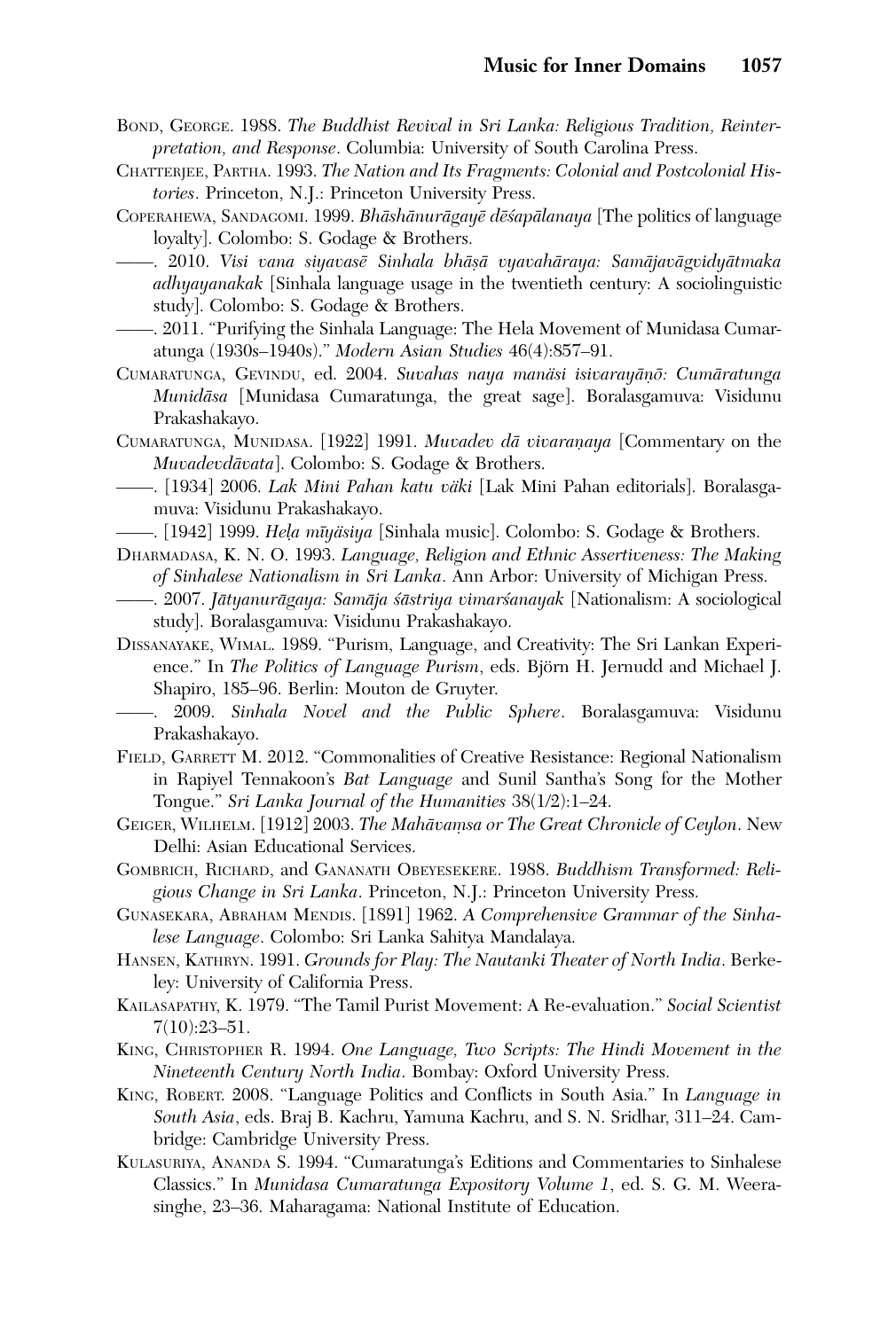Bond, George. 1988. *The Buddhist Revival in Sri Lanka: Religious Tradition, Reinterpretation, and Response*. Columbia: University of South Carolina Press.

Chatterjee, Partha. 1993. *The Nation and Its Fragments: Colonial and Postcolonial Histories*. Princeton, N.J.: Princeton University Press.

Coperahewa, Sandagomi. 1999. *Bhāshānurāgayē dēśapālanaya* [The politics of language loyalty]. Colombo: S. Godage & Brothers.

——. 2010. *Visi vana siyavasē Sinhala bhāṣā vyavahāraya: Samājavāgvidyātmaka adhyayanakak* [Sinhala language usage in the twentieth century: A sociolinguistic study]. Colombo: S. Godage & Brothers.

——. 2011. "Purifying the Sinhala Language: The Hela Movement of Munidasa Cumaratunga (1930s–1940s)." *Modern Asian Studies* 46(4):857–91.

Cumaratunga, Gevindu, ed. 2004. *Suvahas naya manäsi isivarayāṇō: Cumāratunga Munidāsa* [Munidasa Cumaratunga, the great sage]. Boralasgamuva: Visidunu Prakashakayo.

Cumaratunga, Munidasa. [1922] 1991. *Muvadev dā vivaraṇaya* [Commentary on the *Muvadevdāvata*]. Colombo: S. Godage & Brothers.

——. [1934] 2006. *Lak Mini Pahan katu väki* [Lak Mini Pahan editorials]. Boralasgamuva: Visidunu Prakashakayo.

——. [1942] 1999. *Heḷa mīyäsiya* [Sinhala music]. Colombo: S. Godage & Brothers.

Dharmadasa, K. N. O. 1993. *Language, Religion and Ethnic Assertiveness: The Making of Sinhalese Nationalism in Sri Lanka*. Ann Arbor: University of Michigan Press.

——. 2007. *Jātyanurāgaya: Samāja śāstriya vimarśanayak* [Nationalism: A sociological study]. Boralasgamuva: Visidunu Prakashakayo.

Dissanayake, Wimal. 1989. "Purism, Language, and Creativity: The Sri Lankan Experience." In *The Politics of Language Purism*, eds. Björn H. Jernudd and Michael J. Shapiro, 185–96. Berlin: Mouton de Gruyter.

——. 2009. *Sinhala Novel and the Public Sphere*. Boralasgamuva: Visidunu Prakashakayo.

Field, Garrett M. 2012. "Commonalities of Creative Resistance: Regional Nationalism in Rapiyel Tennakoon's *Bat Language* and Sunil Santha's Song for the Mother Tongue." *Sri Lanka Journal of the Humanities* 38(1/2):1–24.

Geiger, Wilhelm. [1912] 2003. *The Mahāvaṃsa or The Great Chronicle of Ceylon*. New Delhi: Asian Educational Services.

Gombrich, Richard, and Gananath Obeyesekere. 1988. *Buddhism Transformed: Religious Change in Sri Lanka*. Princeton, N.J.: Princeton University Press.

Gunasekara, Abraham Mendis. [1891] 1962. *A Comprehensive Grammar of the Sinhalese Language*. Colombo: Sri Lanka Sahitya Mandalaya.

Hansen, Kathryn. 1991. *Grounds for Play: The Nautanki Theater of North India*. Berkeley: University of California Press.

Kailasapathy, K. 1979. "The Tamil Purist Movement: A Re-evaluation." *Social Scientist* 7(10):23–51.

King, Christopher R. 1994. *One Language, Two Scripts: The Hindi Movement in the Nineteenth Century North India*. Bombay: Oxford University Press.

King, Robert. 2008. "Language Politics and Conflicts in South Asia." In *Language in South Asia*, eds. Braj B. Kachru, Yamuna Kachru, and S. N. Sridhar, 311–24. Cambridge: Cambridge University Press.

Kulasuriya, Ananda S. 1994. "Cumaratunga's Editions and Commentaries to Sinhalese Classics." In *Munidasa Cumaratunga Expository Volume 1*, ed. S. G. M. Weerasinghe, 23–36. Maharagama: National Institute of Education.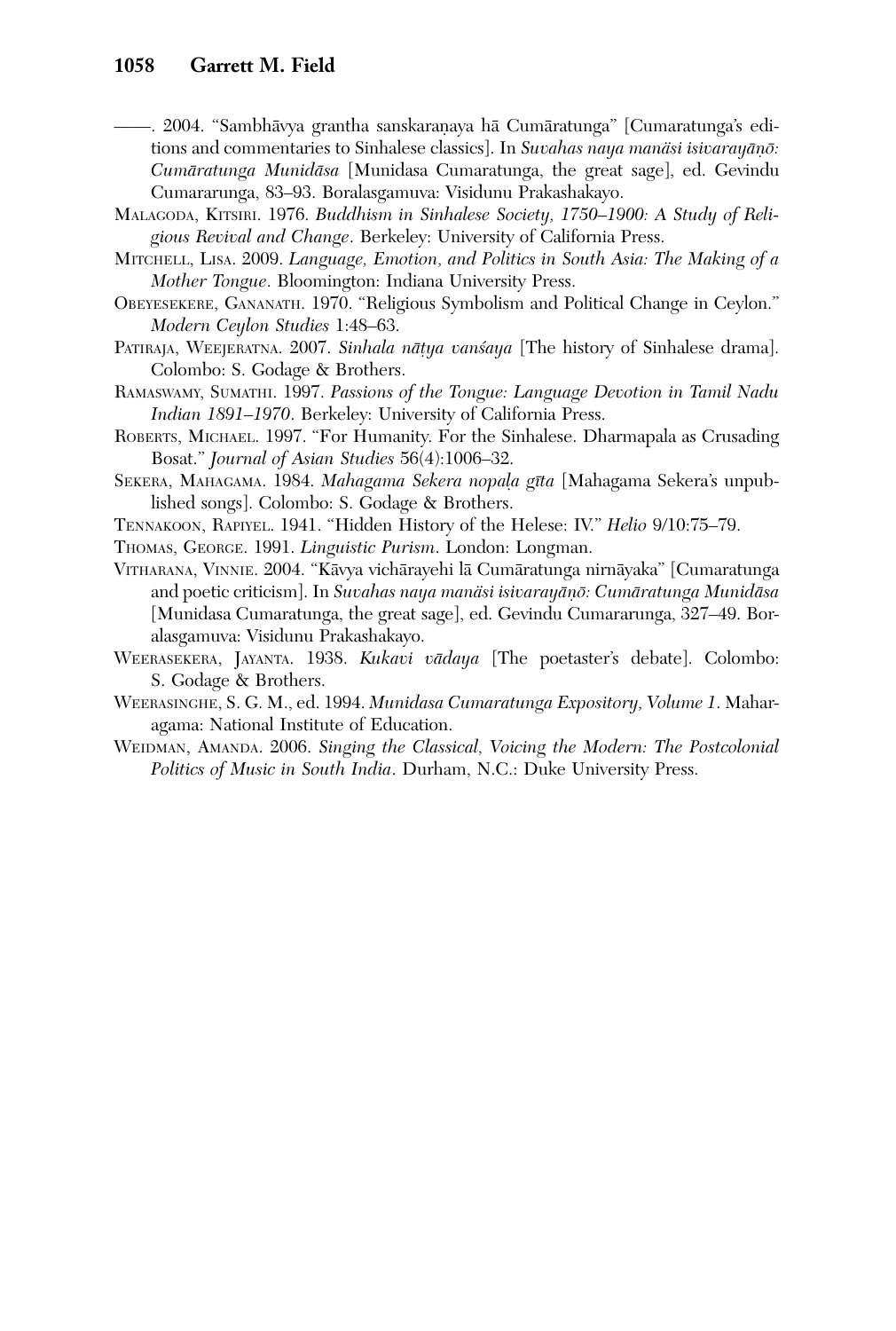——. 2004. "Sambhāvya grantha sanskaraṇaya hā Cumāratunga" [Cumaratunga's editions and commentaries to Sinhalese classics]. In *Suvahas naya manäsi isivarayāṇō: Cumāratunga Munidāsa* [Munidasa Cumaratunga, the great sage], ed. Gevindu Cumararunga, 83–93. Boralasgamuva: Visidunu Prakashakayo.

Malagoda, Kitsiri. 1976. *Buddhism in Sinhalese Society, 1750–1900: A Study of Religious Revival and Change*. Berkeley: University of California Press.

Mitchell, Lisa. 2009. *Language, Emotion, and Politics in South Asia: The Making of a Mother Tongue*. Bloomington: Indiana University Press.

Obeyesekere, Gananath. 1970. "Religious Symbolism and Political Change in Ceylon." *Modern Ceylon Studies* 1:48–63.

Patiraja, Weejeratna. 2007. *Sinhala nātya vanśaya* [The history of Sinhalese drama]. Colombo: S. Godage & Brothers.

Ramaswamy, Sumathi. 1997. *Passions of the Tongue: Language Devotion in Tamil Nadu Indian 1891–1970*. Berkeley: University of California Press.

Roberts, Michael. 1997. "For Humanity. For the Sinhalese. Dharmapala as Crusading Bosat." *Journal of Asian Studies* 56(4):1006–32.

Sekera, Mahagama. 1984. *Mahagama Sekera nopaḷa gīta* [Mahagama Sekera's unpublished songs]. Colombo: S. Godage & Brothers.

Tennakoon, Rapiyel. 1941. "Hidden History of the Helese: IV." *Helio* 9/10:75–79.

Thomas, George. 1991. *Linguistic Purism*. London: Longman.

Vitharana, Vinnie. 2004. "Kāvya vichārayehi lā Cumāratunga nirṇāyaka" [Cumaratunga and poetic criticism]. In *Suvahas naya manäsi isivarayāṇō: Cumāratunga Munidāsa* [Munidasa Cumaratunga, the great sage], ed. Gevindu Cumararunga, 327–49. Boralasgamuva: Visidunu Prakashakayo.

Weerasekera, Jayanta. 1938. *Kukavi vādaya* [The poetaster's debate]. Colombo: S. Godage & Brothers.

Weerasinghe, S. G. M., ed. 1994. *Munidasa Cumaratunga Expository, Volume 1*. Maharagama: National Institute of Education.

Weidman, Amanda. 2006. *Singing the Classical, Voicing the Modern: The Postcolonial Politics of Music in South India*. Durham, N.C.: Duke University Press.